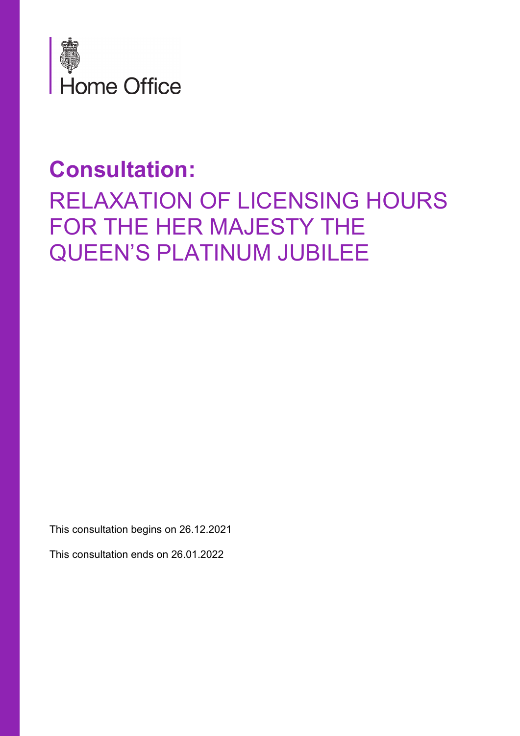Home Office

# Consultation:

## RELAXATION OF LICENSING HOURS FOR THE HER MAJESTY THE QUEEN'S PLATINUM JUBILEE

This consultation begins on 26.12.2021

This consultation ends on 26.01.2022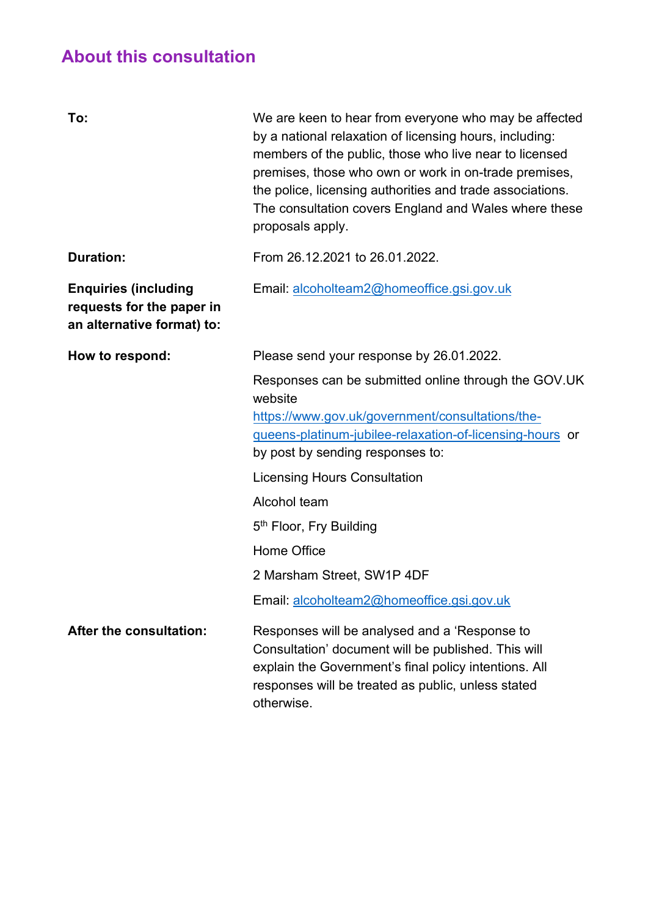## About this consultation

| | |
|---|---|
| **To:** | We are keen to hear from everyone who may be affected by a national relaxation of licensing hours, including: members of the public, those who live near to licensed premises, those who own or work in on-trade premises, the police, licensing authorities and trade associations. The consultation covers England and Wales where these proposals apply. |
| **Duration:** | From 26.12.2021 to 26.01.2022. |
| **Enquiries (including requests for the paper in an alternative format) to:** | Email: alcoholteam2@homeoffice.gsi.gov.uk |
| **How to respond:** | Please send your response by 26.01.2022.<br><br>Responses can be submitted online through the GOV.UK website https://www.gov.uk/government/consultations/the-queens-platinum-jubilee-relaxation-of-licensing-hours or by post by sending responses to:<br><br>Licensing Hours Consultation<br><br>Alcohol team<br><br>5th Floor, Fry Building<br><br>Home Office<br><br>2 Marsham Street, SW1P 4DF<br><br>Email: alcoholteam2@homeoffice.gsi.gov.uk |
| **After the consultation:** | Responses will be analysed and a 'Response to Consultation' document will be published. This will explain the Government's final policy intentions. All responses will be treated as public, unless stated otherwise. |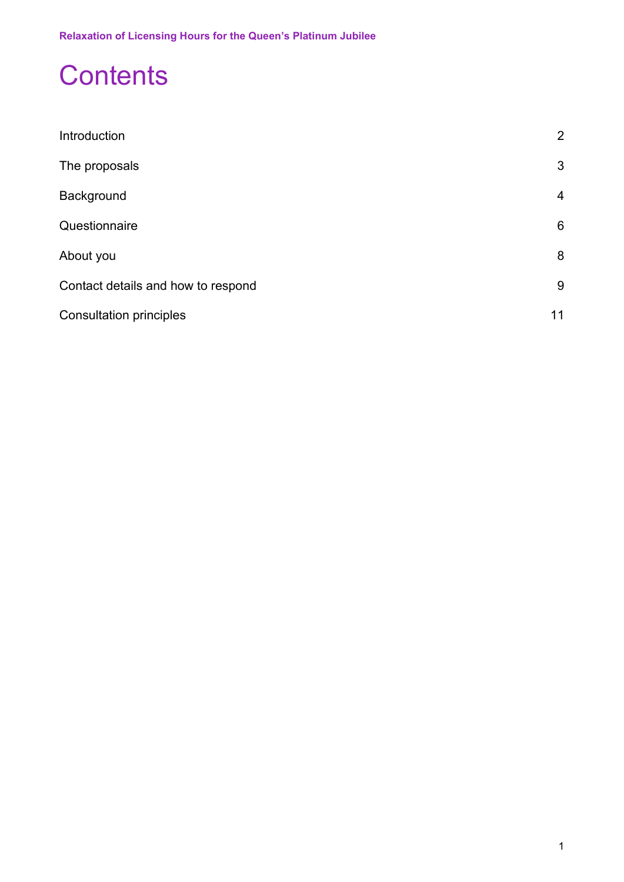# Contents

| | |
|---|---|
| Introduction | 2 |
| The proposals | 3 |
| Background | 4 |
| Questionnaire | 6 |
| About you | 8 |
| Contact details and how to respond | 9 |
| Consultation principles | 11 |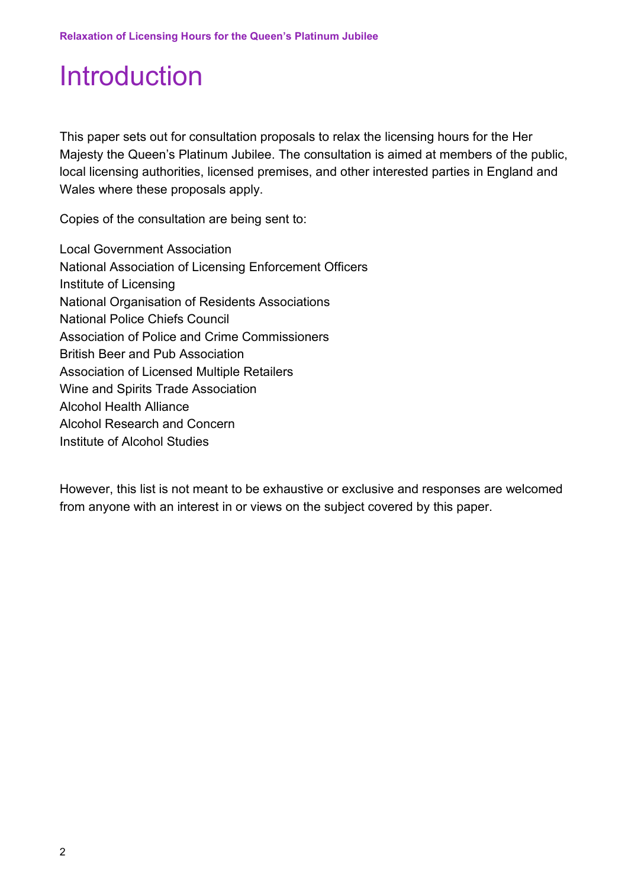# Introduction

This paper sets out for consultation proposals to relax the licensing hours for the Her Majesty the Queen's Platinum Jubilee. The consultation is aimed at members of the public, local licensing authorities, licensed premises, and other interested parties in England and Wales where these proposals apply.

Copies of the consultation are being sent to:

Local Government Association
National Association of Licensing Enforcement Officers
Institute of Licensing
National Organisation of Residents Associations
National Police Chiefs Council
Association of Police and Crime Commissioners
British Beer and Pub Association
Association of Licensed Multiple Retailers
Wine and Spirits Trade Association
Alcohol Health Alliance
Alcohol Research and Concern
Institute of Alcohol Studies

However, this list is not meant to be exhaustive or exclusive and responses are welcomed from anyone with an interest in or views on the subject covered by this paper.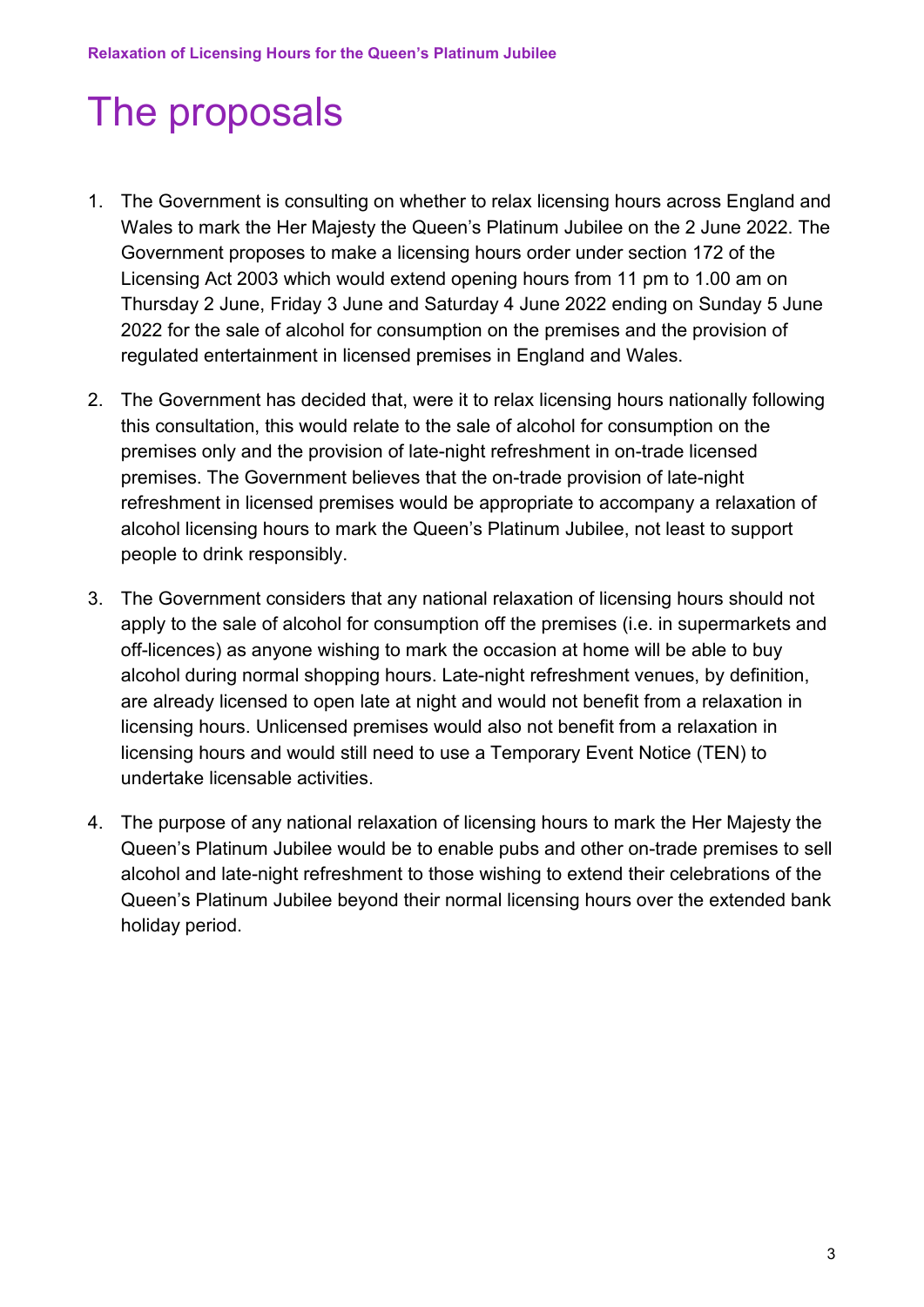# The proposals

1. The Government is consulting on whether to relax licensing hours across England and Wales to mark the Her Majesty the Queen's Platinum Jubilee on the 2 June 2022. The Government proposes to make a licensing hours order under section 172 of the Licensing Act 2003 which would extend opening hours from 11 pm to 1.00 am on Thursday 2 June, Friday 3 June and Saturday 4 June 2022 ending on Sunday 5 June 2022 for the sale of alcohol for consumption on the premises and the provision of regulated entertainment in licensed premises in England and Wales.

2. The Government has decided that, were it to relax licensing hours nationally following this consultation, this would relate to the sale of alcohol for consumption on the premises only and the provision of late-night refreshment in on-trade licensed premises. The Government believes that the on-trade provision of late-night refreshment in licensed premises would be appropriate to accompany a relaxation of alcohol licensing hours to mark the Queen's Platinum Jubilee, not least to support people to drink responsibly.

3. The Government considers that any national relaxation of licensing hours should not apply to the sale of alcohol for consumption off the premises (i.e. in supermarkets and off-licences) as anyone wishing to mark the occasion at home will be able to buy alcohol during normal shopping hours. Late-night refreshment venues, by definition, are already licensed to open late at night and would not benefit from a relaxation in licensing hours. Unlicensed premises would also not benefit from a relaxation in licensing hours and would still need to use a Temporary Event Notice (TEN) to undertake licensable activities.

4. The purpose of any national relaxation of licensing hours to mark the Her Majesty the Queen's Platinum Jubilee would be to enable pubs and other on-trade premises to sell alcohol and late-night refreshment to those wishing to extend their celebrations of the Queen's Platinum Jubilee beyond their normal licensing hours over the extended bank holiday period.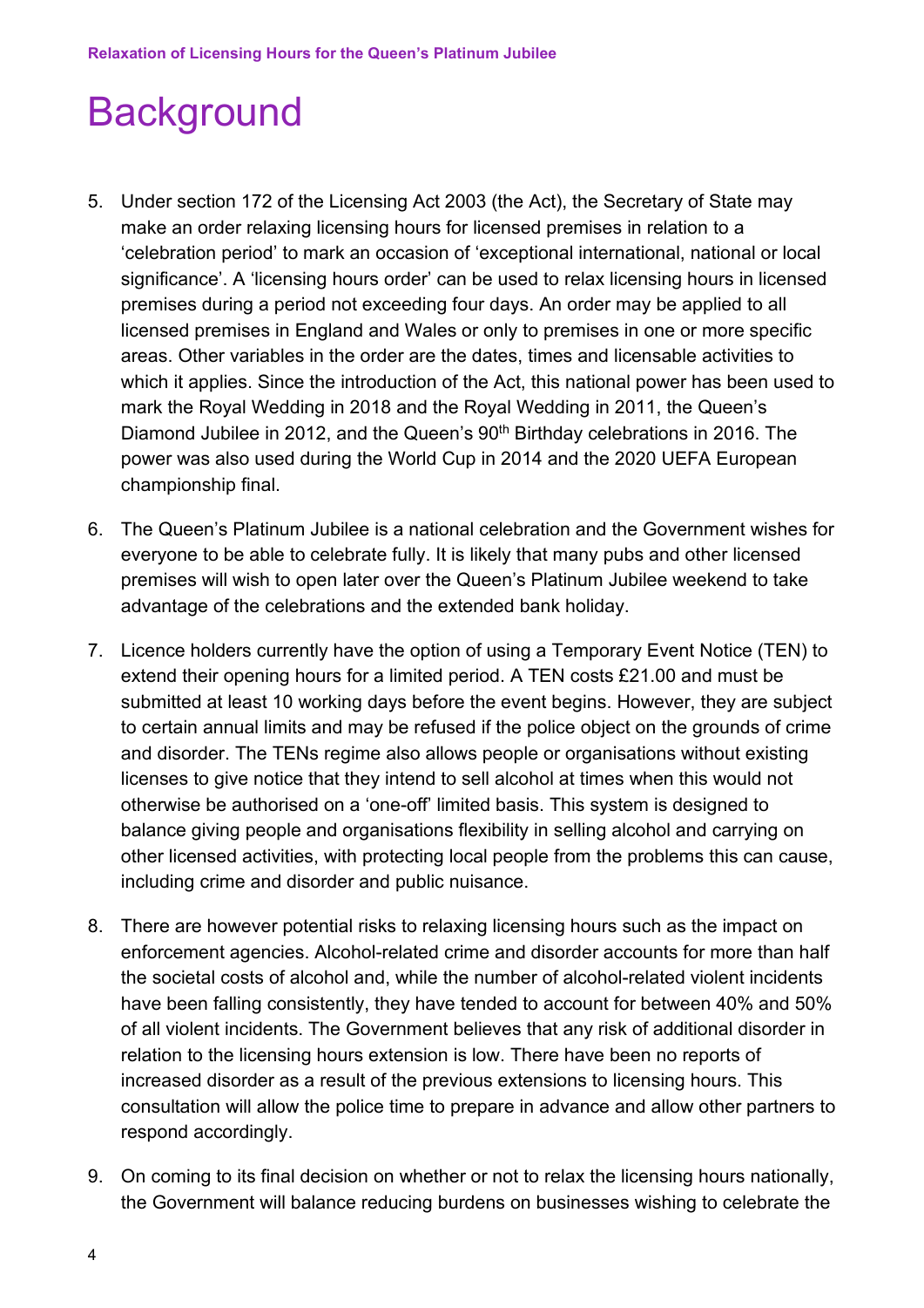# Background

5. Under section 172 of the Licensing Act 2003 (the Act), the Secretary of State may make an order relaxing licensing hours for licensed premises in relation to a 'celebration period' to mark an occasion of 'exceptional international, national or local significance'. A 'licensing hours order' can be used to relax licensing hours in licensed premises during a period not exceeding four days. An order may be applied to all licensed premises in England and Wales or only to premises in one or more specific areas. Other variables in the order are the dates, times and licensable activities to which it applies. Since the introduction of the Act, this national power has been used to mark the Royal Wedding in 2018 and the Royal Wedding in 2011, the Queen's Diamond Jubilee in 2012, and the Queen's 90th Birthday celebrations in 2016. The power was also used during the World Cup in 2014 and the 2020 UEFA European championship final.

6. The Queen's Platinum Jubilee is a national celebration and the Government wishes for everyone to be able to celebrate fully. It is likely that many pubs and other licensed premises will wish to open later over the Queen's Platinum Jubilee weekend to take advantage of the celebrations and the extended bank holiday.

7. Licence holders currently have the option of using a Temporary Event Notice (TEN) to extend their opening hours for a limited period. A TEN costs £21.00 and must be submitted at least 10 working days before the event begins. However, they are subject to certain annual limits and may be refused if the police object on the grounds of crime and disorder. The TENs regime also allows people or organisations without existing licenses to give notice that they intend to sell alcohol at times when this would not otherwise be authorised on a 'one-off' limited basis. This system is designed to balance giving people and organisations flexibility in selling alcohol and carrying on other licensed activities, with protecting local people from the problems this can cause, including crime and disorder and public nuisance.

8. There are however potential risks to relaxing licensing hours such as the impact on enforcement agencies. Alcohol-related crime and disorder accounts for more than half the societal costs of alcohol and, while the number of alcohol-related violent incidents have been falling consistently, they have tended to account for between 40% and 50% of all violent incidents. The Government believes that any risk of additional disorder in relation to the licensing hours extension is low. There have been no reports of increased disorder as a result of the previous extensions to licensing hours. This consultation will allow the police time to prepare in advance and allow other partners to respond accordingly.

9. On coming to its final decision on whether or not to relax the licensing hours nationally, the Government will balance reducing burdens on businesses wishing to celebrate the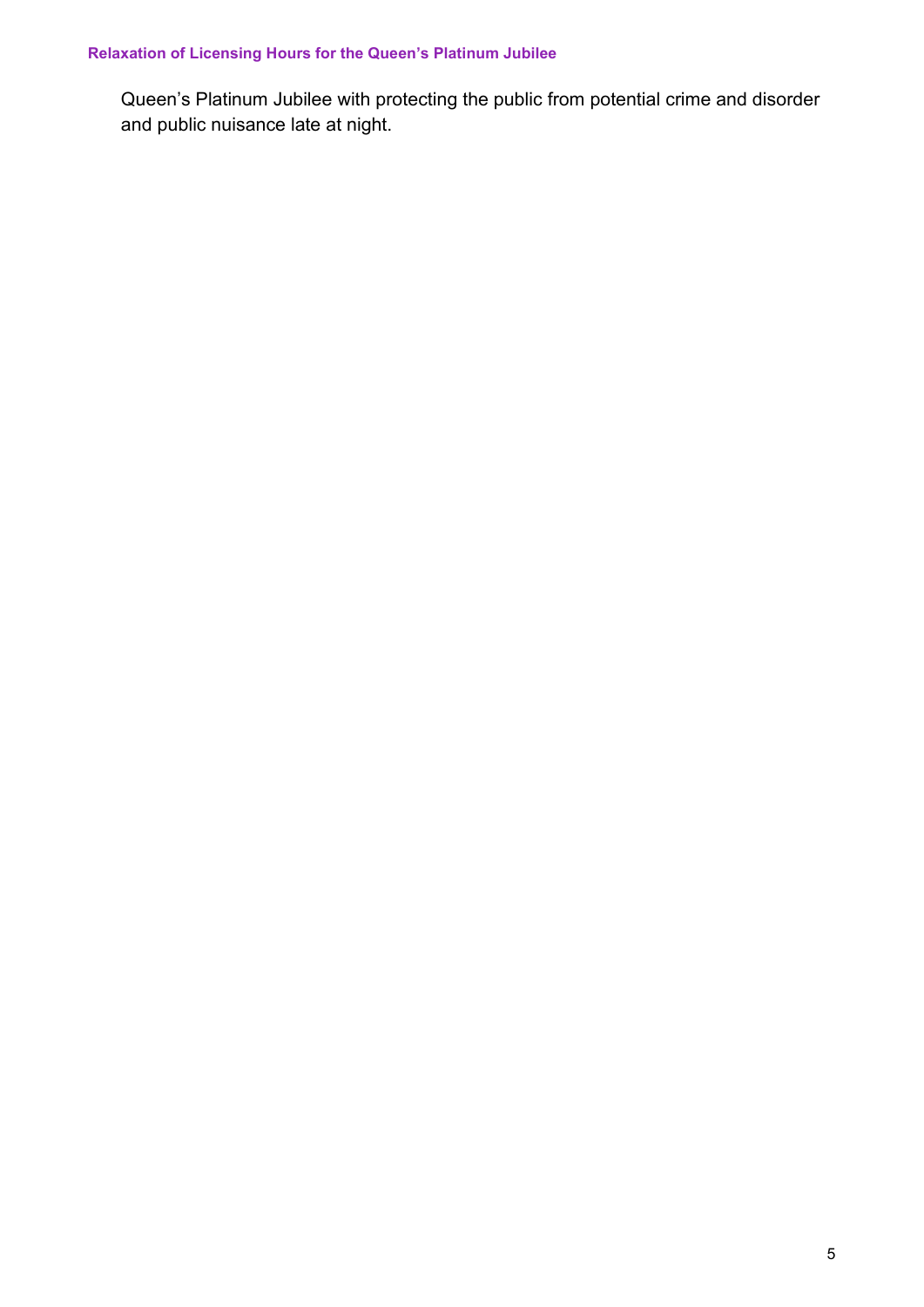Queen’s Platinum Jubilee with protecting the public from potential crime and disorder and public nuisance late at night.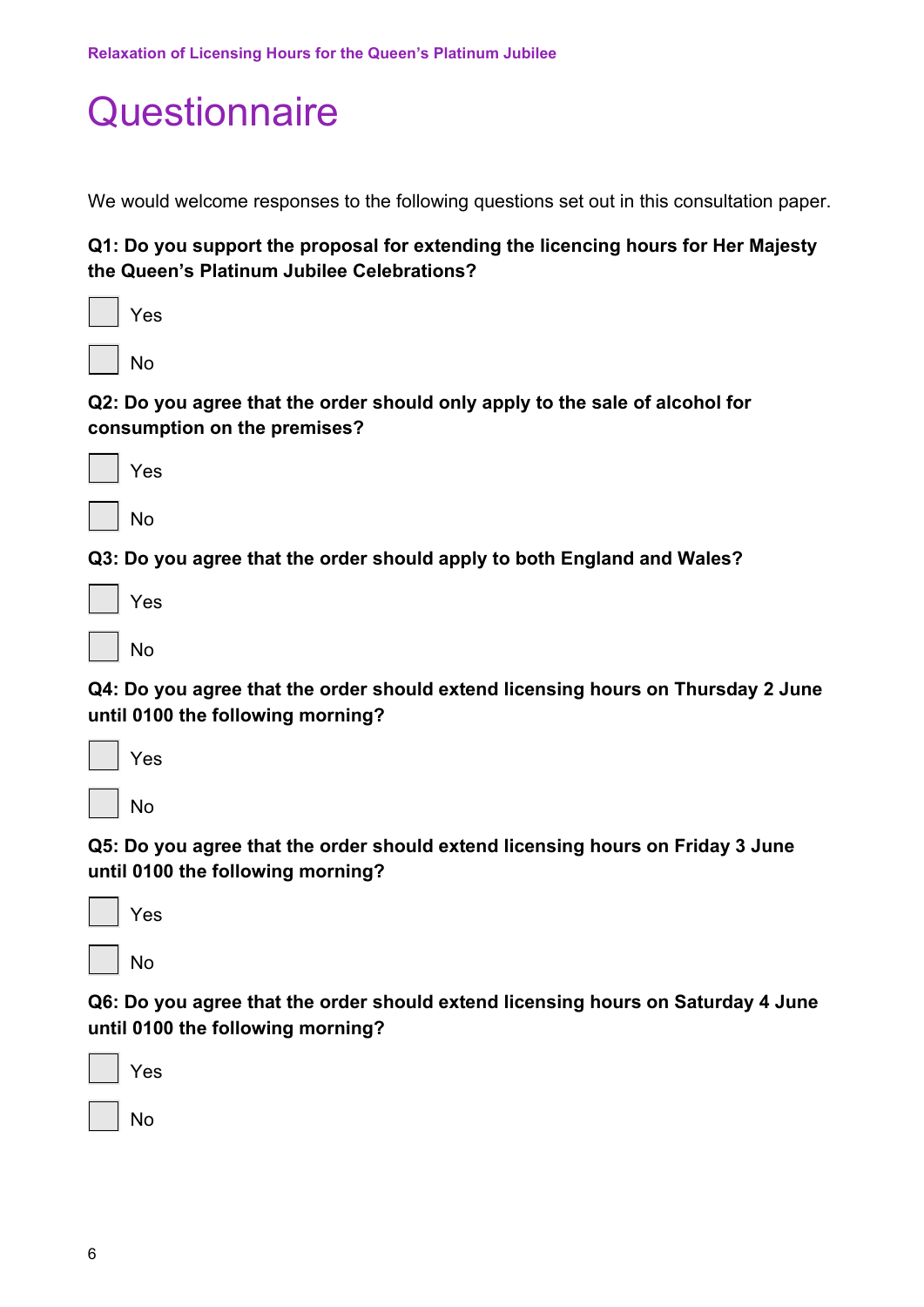# Questionnaire

We would welcome responses to the following questions set out in this consultation paper.

**Q1: Do you support the proposal for extending the licencing hours for Her Majesty the Queen's Platinum Jubilee Celebrations?**

☐ Yes

☐ No

**Q2: Do you agree that the order should only apply to the sale of alcohol for consumption on the premises?**

☐ Yes

☐ No

**Q3: Do you agree that the order should apply to both England and Wales?**

☐ Yes

☐ No

**Q4: Do you agree that the order should extend licensing hours on Thursday 2 June until 0100 the following morning?**

☐ Yes

☐ No

**Q5: Do you agree that the order should extend licensing hours on Friday 3 June until 0100 the following morning?**

☐ Yes

☐ No

**Q6: Do you agree that the order should extend licensing hours on Saturday 4 June until 0100 the following morning?**

☐ Yes

☐ No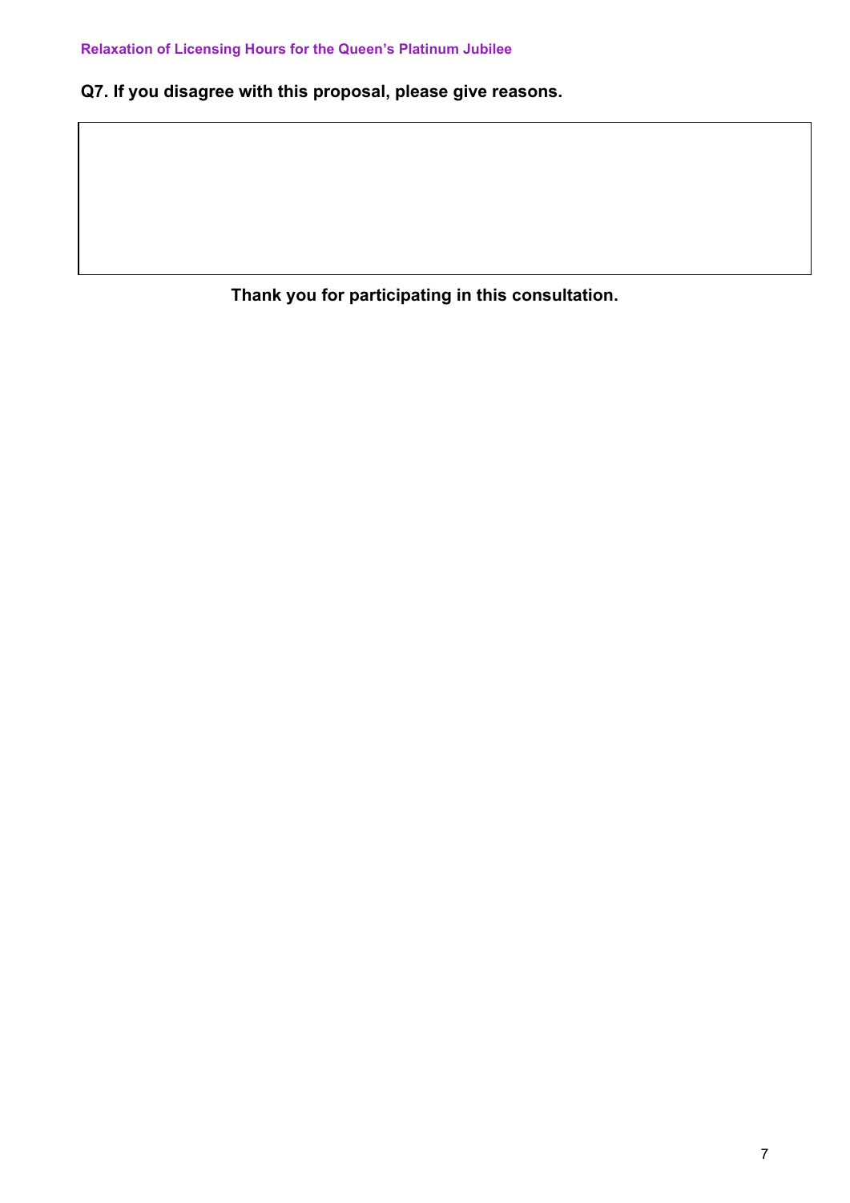**Q7. If you disagree with this proposal, please give reasons.**

| |
|---|
| |

**Thank you for participating in this consultation.**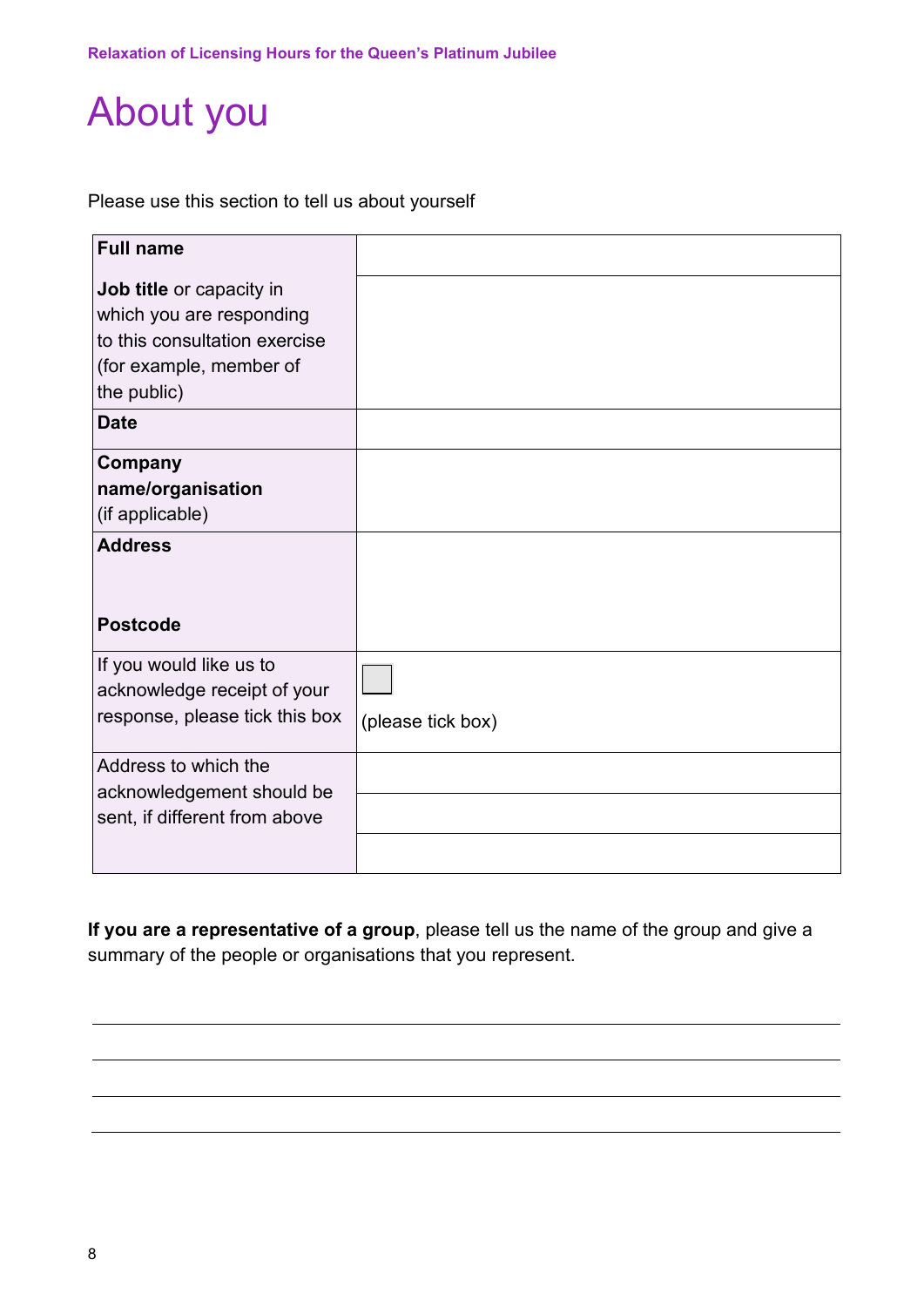# About you

Please use this section to tell us about yourself

| | |
|---|---|
| **Full name** | |
| **Job title** or capacity in which you are responding to this consultation exercise (for example, member of the public) | |
| **Date** | |
| **Company name/organisation** (if applicable) | |
| **Address**<br><br>**Postcode** | |
| If you would like us to acknowledge receipt of your response, please tick this box | ☐ (please tick box) |
| Address to which the acknowledgement should be sent, if different from above | |

**If you are a representative of a group**, please tell us the name of the group and give a summary of the people or organisations that you represent.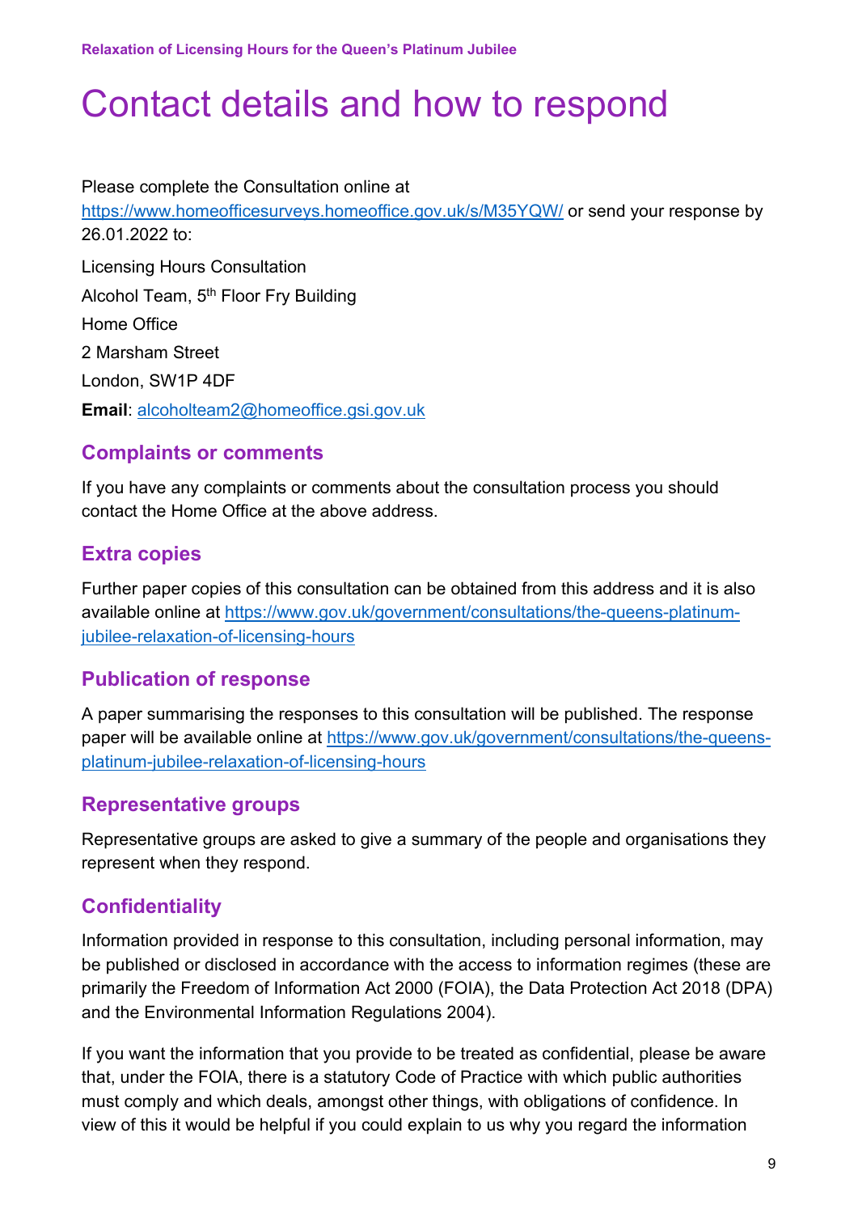# Contact details and how to respond

Please complete the Consultation online at https://www.homeofficesurveys.homeoffice.gov.uk/s/M35YQW/ or send your response by 26.01.2022 to:

Licensing Hours Consultation

Alcohol Team, 5th Floor Fry Building

Home Office

2 Marsham Street

London, SW1P 4DF

**Email**: alcoholteam2@homeoffice.gsi.gov.uk

## Complaints or comments

If you have any complaints or comments about the consultation process you should contact the Home Office at the above address.

## Extra copies

Further paper copies of this consultation can be obtained from this address and it is also available online at https://www.gov.uk/government/consultations/the-queens-platinum-jubilee-relaxation-of-licensing-hours

## Publication of response

A paper summarising the responses to this consultation will be published. The response paper will be available online at https://www.gov.uk/government/consultations/the-queens-platinum-jubilee-relaxation-of-licensing-hours

## Representative groups

Representative groups are asked to give a summary of the people and organisations they represent when they respond.

## Confidentiality

Information provided in response to this consultation, including personal information, may be published or disclosed in accordance with the access to information regimes (these are primarily the Freedom of Information Act 2000 (FOIA), the Data Protection Act 2018 (DPA) and the Environmental Information Regulations 2004).

If you want the information that you provide to be treated as confidential, please be aware that, under the FOIA, there is a statutory Code of Practice with which public authorities must comply and which deals, amongst other things, with obligations of confidence. In view of this it would be helpful if you could explain to us why you regard the information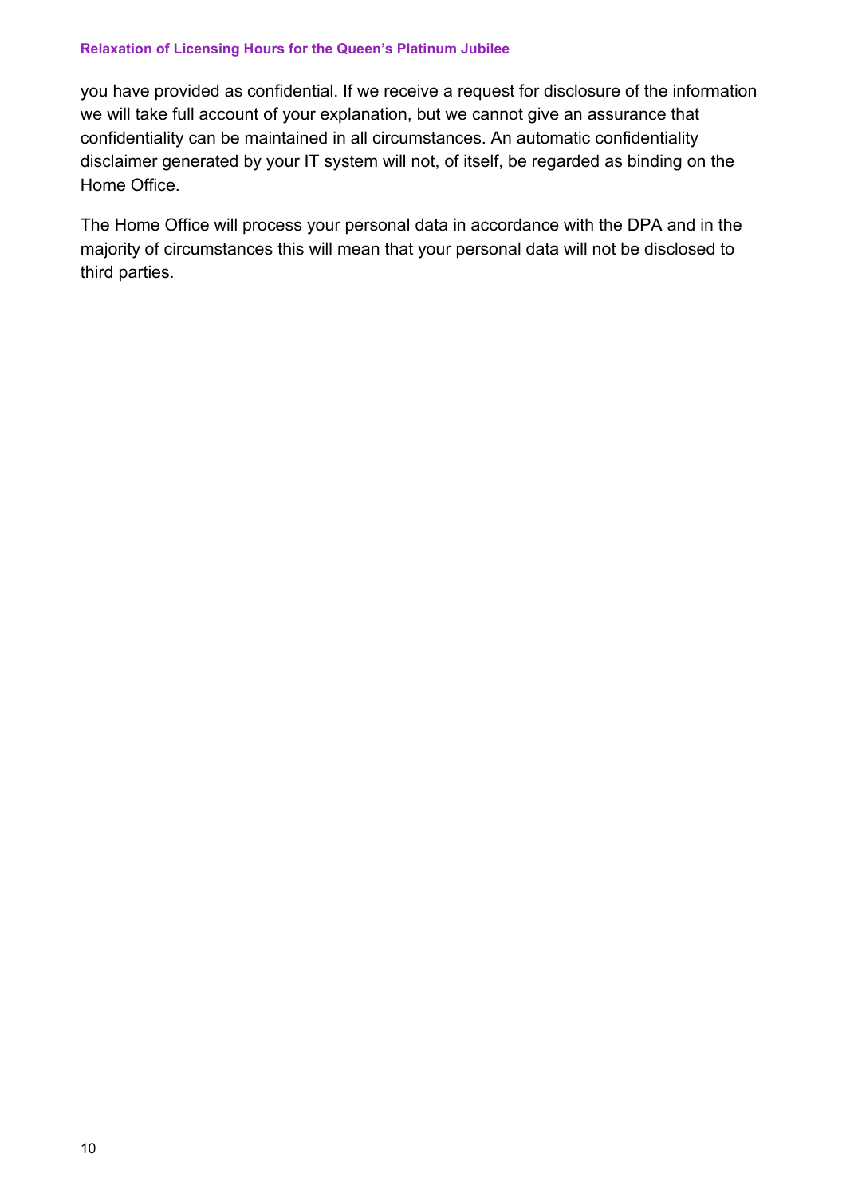you have provided as confidential. If we receive a request for disclosure of the information we will take full account of your explanation, but we cannot give an assurance that confidentiality can be maintained in all circumstances. An automatic confidentiality disclaimer generated by your IT system will not, of itself, be regarded as binding on the Home Office.

The Home Office will process your personal data in accordance with the DPA and in the majority of circumstances this will mean that your personal data will not be disclosed to third parties.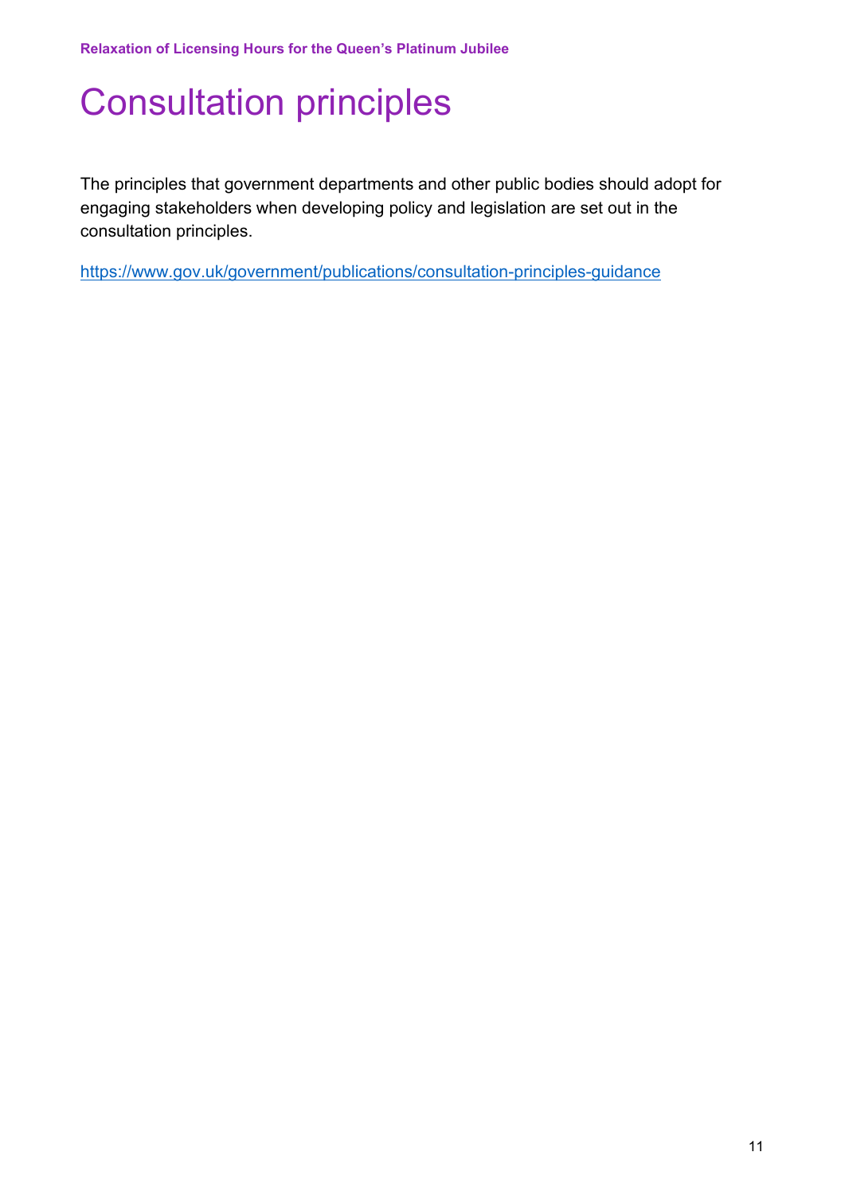# Consultation principles

The principles that government departments and other public bodies should adopt for engaging stakeholders when developing policy and legislation are set out in the consultation principles.

https://www.gov.uk/government/publications/consultation-principles-guidance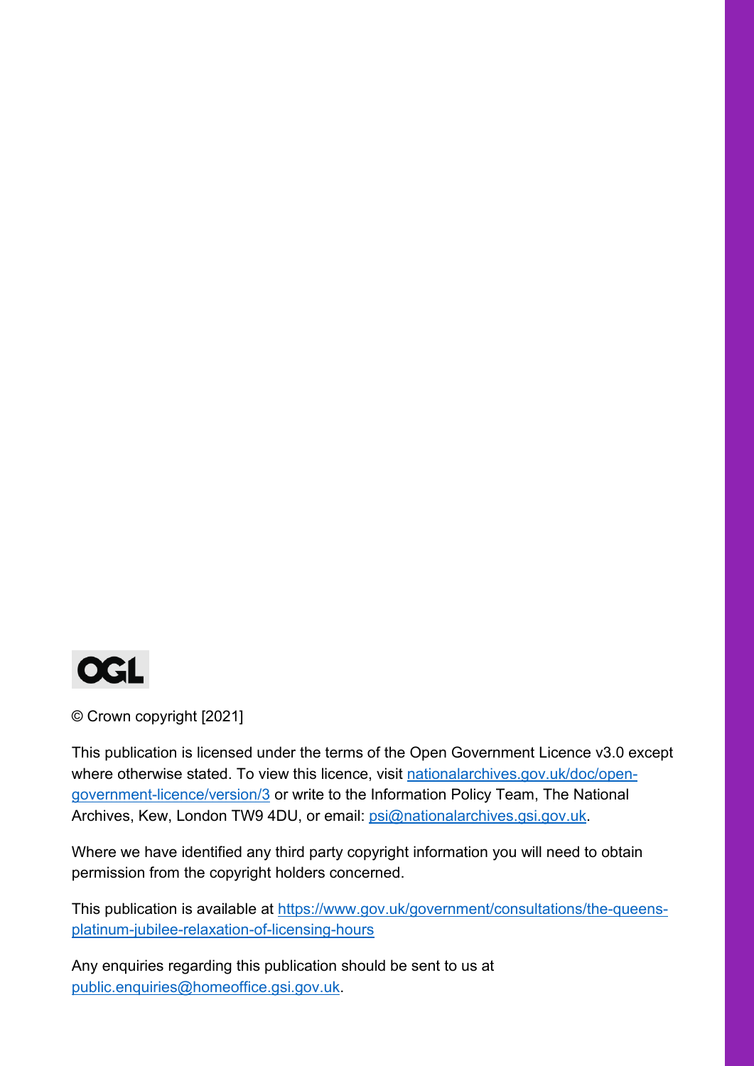OGL

© Crown copyright [2021]

This publication is licensed under the terms of the Open Government Licence v3.0 except where otherwise stated. To view this licence, visit nationalarchives.gov.uk/doc/open-government-licence/version/3 or write to the Information Policy Team, The National Archives, Kew, London TW9 4DU, or email: psi@nationalarchives.gsi.gov.uk.

Where we have identified any third party copyright information you will need to obtain permission from the copyright holders concerned.

This publication is available at https://www.gov.uk/government/consultations/the-queens-platinum-jubilee-relaxation-of-licensing-hours

Any enquiries regarding this publication should be sent to us at public.enquiries@homeoffice.gsi.gov.uk.